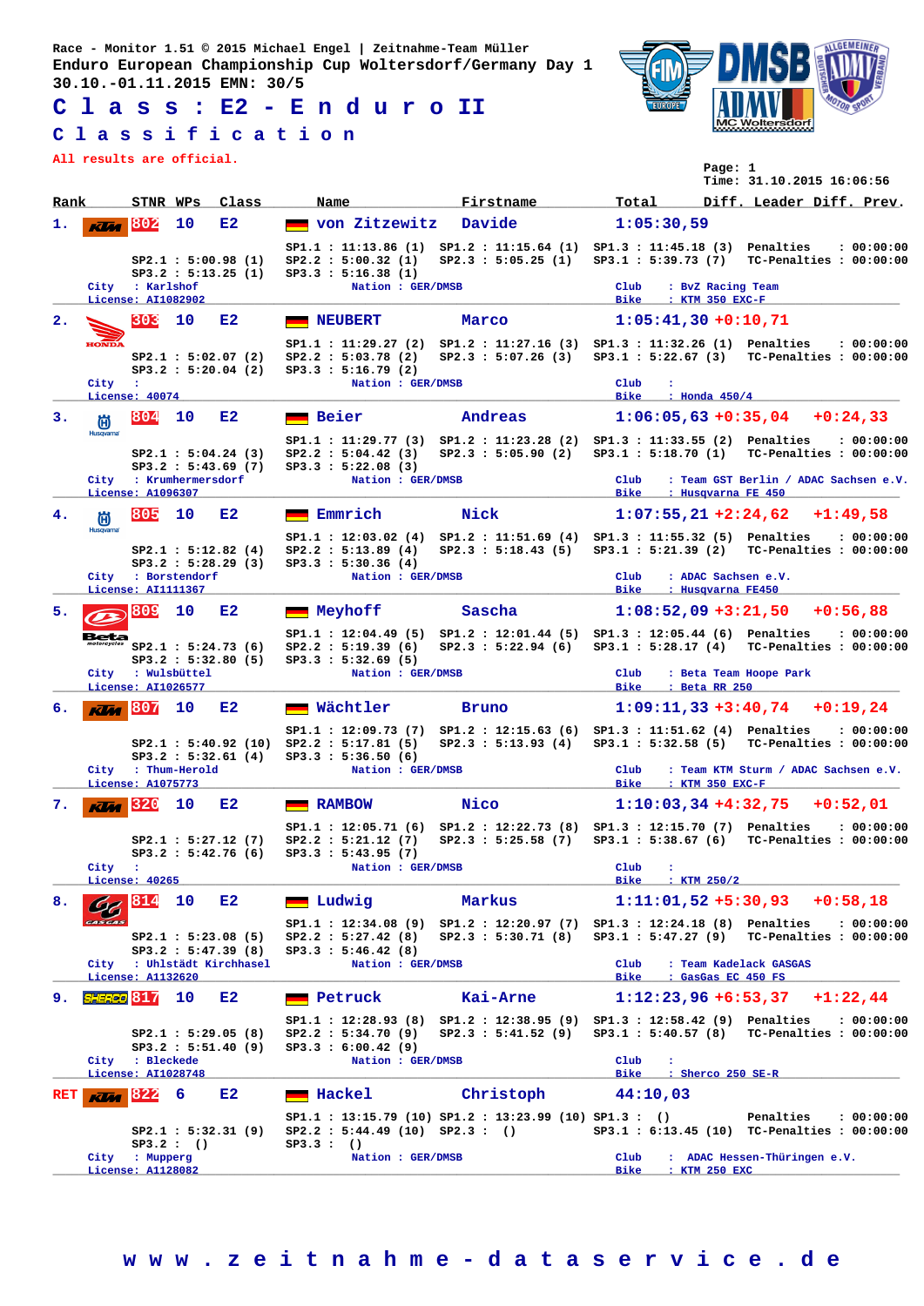Race - Monitor 1.51 © 2015 Michael Engel | Zeitnahme-Team Müller
Enduro European Championship Cup Woltersdorf/Germany Day 1
30.10.-01.11.2015 EMN: 30/5

# Class : E2 - Enduro II

## Classification

All results are official.

Page: 1
Time: 31.10.2015 16:06:56

| Rank | STNR | WPs | Class | Name | Firstname | Total | Diff. Leader | Diff. Prev. |
|---|---|---|---|---|---|---|---|---|
| 1. | 802 | 10 | E2 | von Zitzewitz | Davide | 1:05:30,59 | | |
| 2. | 303 | 10 | E2 | NEUBERT | Marco | 1:05:41,30 | +0:10,71 | |
| 3. | 804 | 10 | E2 | Beier | Andreas | 1:06:05,63 | +0:35,04 | +0:24,33 |
| 4. | 805 | 10 | E2 | Emmrich | Nick | 1:07:55,21 | +2:24,62 | +1:49,58 |
| 5. | 809 | 10 | E2 | Meyhoff | Sascha | 1:08:52,09 | +3:21,50 | +0:56,88 |
| 6. | 807 | 10 | E2 | Wächtler | Bruno | 1:09:11,33 | +3:40,74 | +0:19,24 |
| 7. | 320 | 10 | E2 | RAMBOW | Nico | 1:10:03,34 | +4:32,75 | +0:52,01 |
| 8. | 814 | 10 | E2 | Ludwig | Markus | 1:11:01,52 | +5:30,93 | +0:58,18 |
| 9. | 817 | 10 | E2 | Petruck | Kai-Arne | 1:12:23,96 | +6:53,37 | +1:22,44 |
| RET | 822 | 6 | E2 | Hackel | Christoph | 44:10,03 | | |

### Details

| Rank | SP1.1 | SP1.2 | SP1.3 | SP2.1 | SP2.2 | SP2.3 | SP3.1 | SP3.2 | SP3.3 | Penalties | TC-Penalties |
|---|---|---|---|---|---|---|---|---|---|---|---|
| 1. | 11:13.86 (1) | 11:15.64 (1) | 11:45.18 (3) | 5:00.98 (1) | 5:00.32 (1) | 5:05.25 (1) | 5:39.73 (7) | 5:13.25 (1) | 5:16.38 (1) | 00:00:00 | 00:00:00 |
| 2. | 11:29.27 (2) | 11:27.16 (3) | 11:32.26 (1) | 5:02.07 (2) | 5:03.78 (2) | 5:07.26 (3) | 5:22.67 (3) | 5:20.04 (2) | 5:16.79 (2) | 00:00:00 | 00:00:00 |
| 3. | 11:29.77 (3) | 11:23.28 (2) | 11:33.55 (2) | 5:04.24 (3) | 5:04.42 (3) | 5:05.90 (2) | 5:18.70 (1) | 5:43.69 (7) | 5:22.08 (3) | 00:00:00 | 00:00:00 |
| 4. | 12:03.02 (4) | 11:51.69 (4) | 11:55.32 (5) | 5:12.82 (4) | 5:13.89 (4) | 5:18.43 (5) | 5:21.39 (2) | 5:28.29 (3) | 5:30.36 (4) | 00:00:00 | 00:00:00 |
| 5. | 12:04.49 (5) | 12:01.44 (5) | 12:05.44 (6) | 5:24.73 (6) | 5:19.39 (6) | 5:22.94 (6) | 5:28.17 (4) | 5:32.80 (5) | 5:32.69 (5) | 00:00:00 | 00:00:00 |
| 6. | 12:09.73 (7) | 12:15.63 (6) | 11:51.62 (4) | 5:40.92 (10) | 5:17.81 (5) | 5:13.93 (4) | 5:32.58 (5) | 5:32.61 (4) | 5:36.50 (6) | 00:00:00 | 00:00:00 |
| 7. | 12:05.71 (6) | 12:22.73 (8) | 12:15.70 (7) | 5:27.12 (7) | 5:21.12 (7) | 5:25.58 (7) | 5:38.67 (6) | 5:42.76 (6) | 5:43.95 (7) | 00:00:00 | 00:00:00 |
| 8. | 12:34.08 (9) | 12:20.97 (7) | 12:24.18 (8) | 5:23.08 (5) | 5:27.42 (8) | 5:30.71 (8) | 5:47.27 (9) | 5:47.39 (8) | 5:46.42 (8) | 00:00:00 | 00:00:00 |
| 9. | 12:28.93 (8) | 12:38.95 (9) | 12:58.42 (9) | 5:29.05 (8) | 5:34.70 (9) | 5:41.52 (9) | 5:40.57 (8) | 5:51.40 (9) | 6:00.42 (9) | 00:00:00 | 00:00:00 |
| RET | 13:15.79 (10) | 13:23.99 (10) | () | 5:32.31 (9) | 5:44.49 (10) | () | 6:13.45 (10) | () | () | 00:00:00 | 00:00:00 |

| Rank | City | License | Nation | Club | Bike |
|---|---|---|---|---|---|
| 1. | Karlshof | AI1082902 | GER/DMSB | BvZ Racing Team | KTM 350 EXC-F |
| 2. | | 40074 | GER/DMSB | | Honda 450/4 |
| 3. | Krumhermersdorf | A1096307 | GER/DMSB | Team GST Berlin / ADAC Sachsen e.V. | Husqvarna FE 450 |
| 4. | Borstendorf | AI1111367 | GER/DMSB | ADAC Sachsen e.V. | Husqvarna FE450 |
| 5. | Wulsbüttel | AI1026577 | GER/DMSB | Beta Team Hoope Park | Beta RR 250 |
| 6. | Thum-Herold | A1075773 | GER/DMSB | Team KTM Sturm / ADAC Sachsen e.V. | KTM 350 EXC-F |
| 7. | | 40265 | GER/DMSB | | KTM 250/2 |
| 8. | Uhlstädt Kirchhasel | A1132620 | GER/DMSB | Team Kadelack GASGAS | GasGas EC 450 FS |
| 9. | Bleckede | AI1028748 | GER/DMSB | | Sherco 250 SE-R |
| RET | Mupperg | A1128082 | GER/DMSB | ADAC Hessen-Thüringen e.V. | KTM 250 EXC |

www.zeitnahme-dataservice.de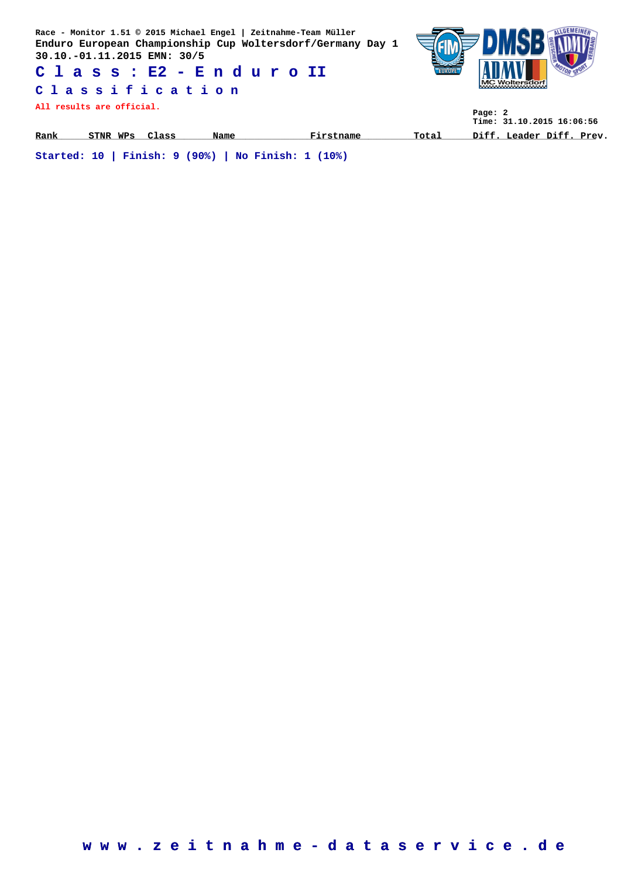Race - Monitor 1.51 © 2015 Michael Engel | Zeitnahme-Team Müller
Enduro European Championship Cup Woltersdorf/Germany Day 1
30.10.-01.11.2015 EMN: 30/5

# Class: E2 - Enduro II

## Classification

All results are official.

Time: 31.10.2015 16:06:56

| Rank | STNR | WPs | Class | Name | Firstname | Total | Diff. Leader | Diff. Prev. |
|---|---|---|---|---|---|---|---|---|

Started: 10 | Finish: 9 (90%) | No Finish: 1 (10%)

www.zeitnahme-dataservice.de